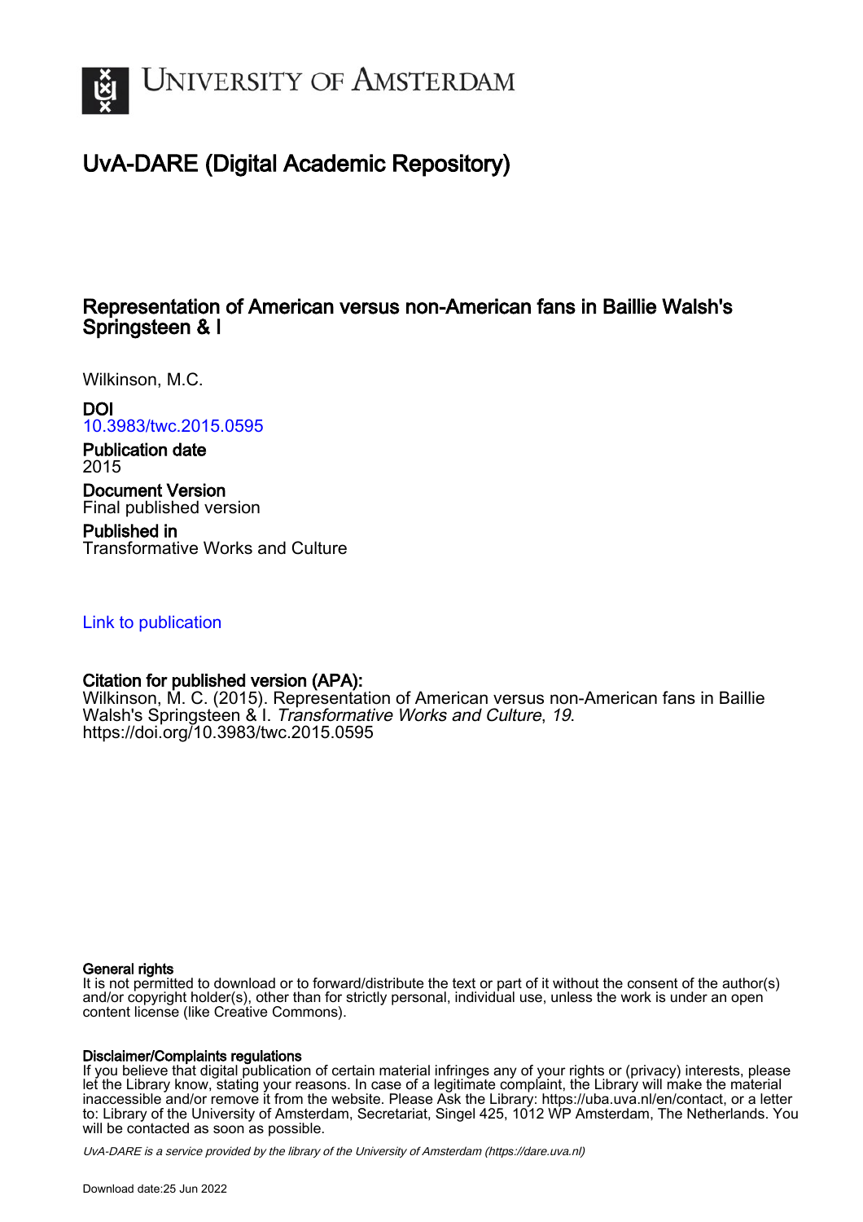# University of Amsterdam

## UvA-DARE (Digital Academic Repository)

### Representation of American versus non-American fans in Baillie Walsh's Springsteen & I

Wilkinson, M.C.

**DOI**
10.3983/twc.2015.0595

**Publication date**
2015

**Document Version**
Final published version

**Published in**
Transformative Works and Culture

Link to publication

**Citation for published version (APA):**
Wilkinson, M. C. (2015). Representation of American versus non-American fans in Baillie Walsh's Springsteen & I. *Transformative Works and Culture*, *19*. https://doi.org/10.3983/twc.2015.0595

**General rights**
It is not permitted to download or to forward/distribute the text or part of it without the consent of the author(s) and/or copyright holder(s), other than for strictly personal, individual use, unless the work is under an open content license (like Creative Commons).

**Disclaimer/Complaints regulations**
If you believe that digital publication of certain material infringes any of your rights or (privacy) interests, please let the Library know, stating your reasons. In case of a legitimate complaint, the Library will make the material inaccessible and/or remove it from the website. Please Ask the Library: https://uba.uva.nl/en/contact, or a letter to: Library of the University of Amsterdam, Secretariat, Singel 425, 1012 WP Amsterdam, The Netherlands. You will be contacted as soon as possible.

*UvA-DARE is a service provided by the library of the University of Amsterdam (https://dare.uva.nl)*

Download date:25 Jun 2022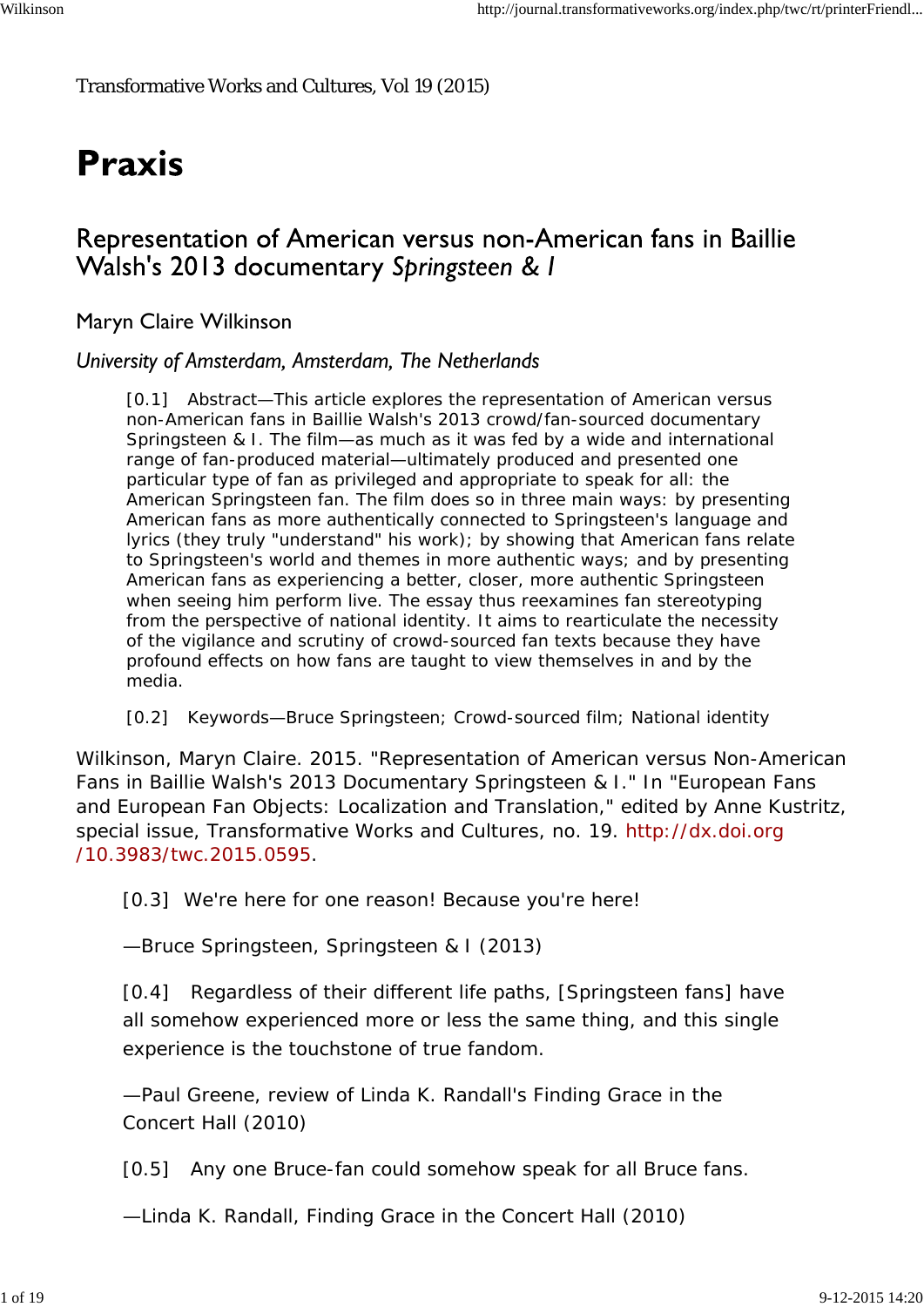Transformative Works and Cultures, Vol 19 (2015)

# Praxis

## Representation of American versus non-American fans in Baillie Walsh's 2013 documentary *Springsteen & I*

### Maryn Claire Wilkinson

*University of Amsterdam, Amsterdam, The Netherlands*

> [0.1] Abstract—This article explores the representation of American versus non-American fans in Baillie Walsh's 2013 crowd/fan-sourced documentary Springsteen & I. The film—as much as it was fed by a wide and international range of fan-produced material—ultimately produced and presented one particular type of fan as privileged and appropriate to speak for all: the American Springsteen fan. The film does so in three main ways: by presenting American fans as more authentically connected to Springsteen's language and lyrics (they truly "understand" his work); by showing that American fans relate to Springsteen's world and themes in more authentic ways; and by presenting American fans as experiencing a better, closer, more authentic Springsteen when seeing him perform live. The essay thus reexamines fan stereotyping from the perspective of national identity. It aims to rearticulate the necessity of the vigilance and scrutiny of crowd-sourced fan texts because they have profound effects on how fans are taught to view themselves in and by the media.
>
> [0.2] Keywords—Bruce Springsteen; Crowd-sourced film; National identity

Wilkinson, Maryn Claire. 2015. "Representation of American versus Non-American Fans in Baillie Walsh's 2013 Documentary Springsteen & I." In "European Fans and European Fan Objects: Localization and Translation," edited by Anne Kustritz, special issue, Transformative Works and Cultures, no. 19. http://dx.doi.org/10.3983/twc.2015.0595.

> [0.3] We're here for one reason! Because you're here!
>
> —Bruce Springsteen, Springsteen & I (2013)
>
> [0.4] Regardless of their different life paths, [Springsteen fans] have all somehow experienced more or less the same thing, and this single experience is the touchstone of true fandom.
>
> —Paul Greene, review of Linda K. Randall's Finding Grace in the Concert Hall (2010)
>
> [0.5] Any one Bruce-fan could somehow speak for all Bruce fans.
>
> —Linda K. Randall, Finding Grace in the Concert Hall (2010)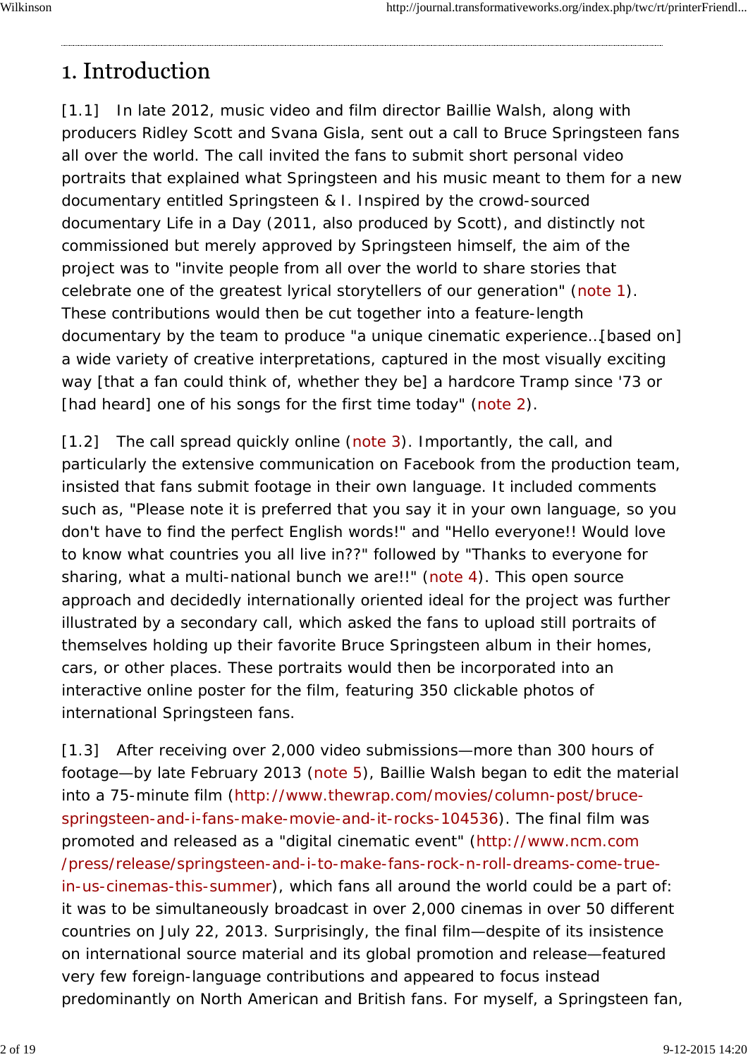# 1. Introduction

[1.1] In late 2012, music video and film director Baillie Walsh, along with producers Ridley Scott and Svana Gisla, sent out a call to Bruce Springsteen fans all over the world. The call invited the fans to submit short personal video portraits that explained what Springsteen and his music meant to them for a new documentary entitled Springsteen & I. Inspired by the crowd-sourced documentary Life in a Day (2011, also produced by Scott), and distinctly not commissioned but merely approved by Springsteen himself, the aim of the project was to "invite people from all over the world to share stories that celebrate one of the greatest lyrical storytellers of our generation" (note 1). These contributions would then be cut together into a feature-length documentary by the team to produce "a unique cinematic experience…[based on] a wide variety of creative interpretations, captured in the most visually exciting way [that a fan could think of, whether they be] a hardcore Tramp since '73 or [had heard] one of his songs for the first time today" (note 2).

[1.2] The call spread quickly online (note 3). Importantly, the call, and particularly the extensive communication on Facebook from the production team, insisted that fans submit footage in their own language. It included comments such as, "Please note it is preferred that you say it in your own language, so you don't have to find the perfect English words!" and "Hello everyone!! Would love to know what countries you all live in??" followed by "Thanks to everyone for sharing, what a multi-national bunch we are!!" (note 4). This open source approach and decidedly internationally oriented ideal for the project was further illustrated by a secondary call, which asked the fans to upload still portraits of themselves holding up their favorite Bruce Springsteen album in their homes, cars, or other places. These portraits would then be incorporated into an interactive online poster for the film, featuring 350 clickable photos of international Springsteen fans.

[1.3] After receiving over 2,000 video submissions—more than 300 hours of footage—by late February 2013 (note 5), Baillie Walsh began to edit the material into a 75-minute film (http://www.thewrap.com/movies/column-post/bruce-springsteen-and-i-fans-make-movie-and-it-rocks-104536). The final film was promoted and released as a "digital cinematic event" (http://www.ncm.com/press/release/springsteen-and-i-to-make-fans-rock-n-roll-dreams-come-true-in-us-cinemas-this-summer), which fans all around the world could be a part of: it was to be simultaneously broadcast in over 2,000 cinemas in over 50 different countries on July 22, 2013. Surprisingly, the final film—despite of its insistence on international source material and its global promotion and release—featured very few foreign-language contributions and appeared to focus instead predominantly on North American and British fans. For myself, a Springsteen fan,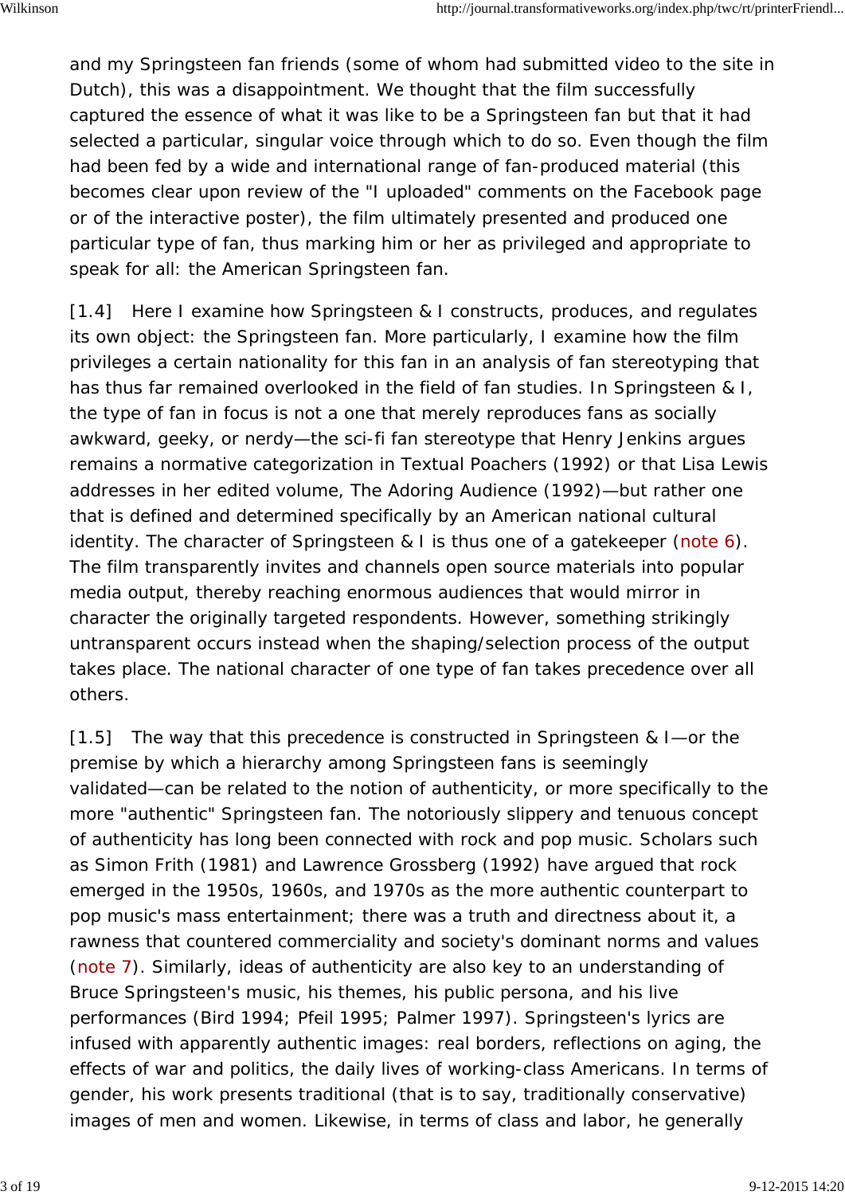and my Springsteen fan friends (some of whom had submitted video to the site in Dutch), this was a disappointment. We thought that the film successfully captured the essence of what it was like to be a Springsteen fan but that it had selected a particular, singular voice through which to do so. Even though the film had been fed by a wide and international range of fan-produced material (this becomes clear upon review of the "I uploaded" comments on the Facebook page or of the interactive poster), the film ultimately presented and produced one particular type of fan, thus marking him or her as privileged and appropriate to speak for all: the American Springsteen fan.

[1.4] Here I examine how Springsteen & I constructs, produces, and regulates its own object: the Springsteen fan. More particularly, I examine how the film privileges a certain nationality for this fan in an analysis of fan stereotyping that has thus far remained overlooked in the field of fan studies. In Springsteen & I, the type of fan in focus is not a one that merely reproduces fans as socially awkward, geeky, or nerdy—the sci-fi fan stereotype that Henry Jenkins argues remains a normative categorization in Textual Poachers (1992) or that Lisa Lewis addresses in her edited volume, The Adoring Audience (1992)—but rather one that is defined and determined specifically by an American national cultural identity. The character of Springsteen & I is thus one of a gatekeeper (note 6). The film transparently invites and channels open source materials into popular media output, thereby reaching enormous audiences that would mirror in character the originally targeted respondents. However, something strikingly untransparent occurs instead when the shaping/selection process of the output takes place. The national character of one type of fan takes precedence over all others.

[1.5] The way that this precedence is constructed in Springsteen & I—or the premise by which a hierarchy among Springsteen fans is seemingly validated—can be related to the notion of authenticity, or more specifically to the more "authentic" Springsteen fan. The notoriously slippery and tenuous concept of authenticity has long been connected with rock and pop music. Scholars such as Simon Frith (1981) and Lawrence Grossberg (1992) have argued that rock emerged in the 1950s, 1960s, and 1970s as the more authentic counterpart to pop music's mass entertainment; there was a truth and directness about it, a rawness that countered commerciality and society's dominant norms and values (note 7). Similarly, ideas of authenticity are also key to an understanding of Bruce Springsteen's music, his themes, his public persona, and his live performances (Bird 1994; Pfeil 1995; Palmer 1997). Springsteen's lyrics are infused with apparently authentic images: real borders, reflections on aging, the effects of war and politics, the daily lives of working-class Americans. In terms of gender, his work presents traditional (that is to say, traditionally conservative) images of men and women. Likewise, in terms of class and labor, he generally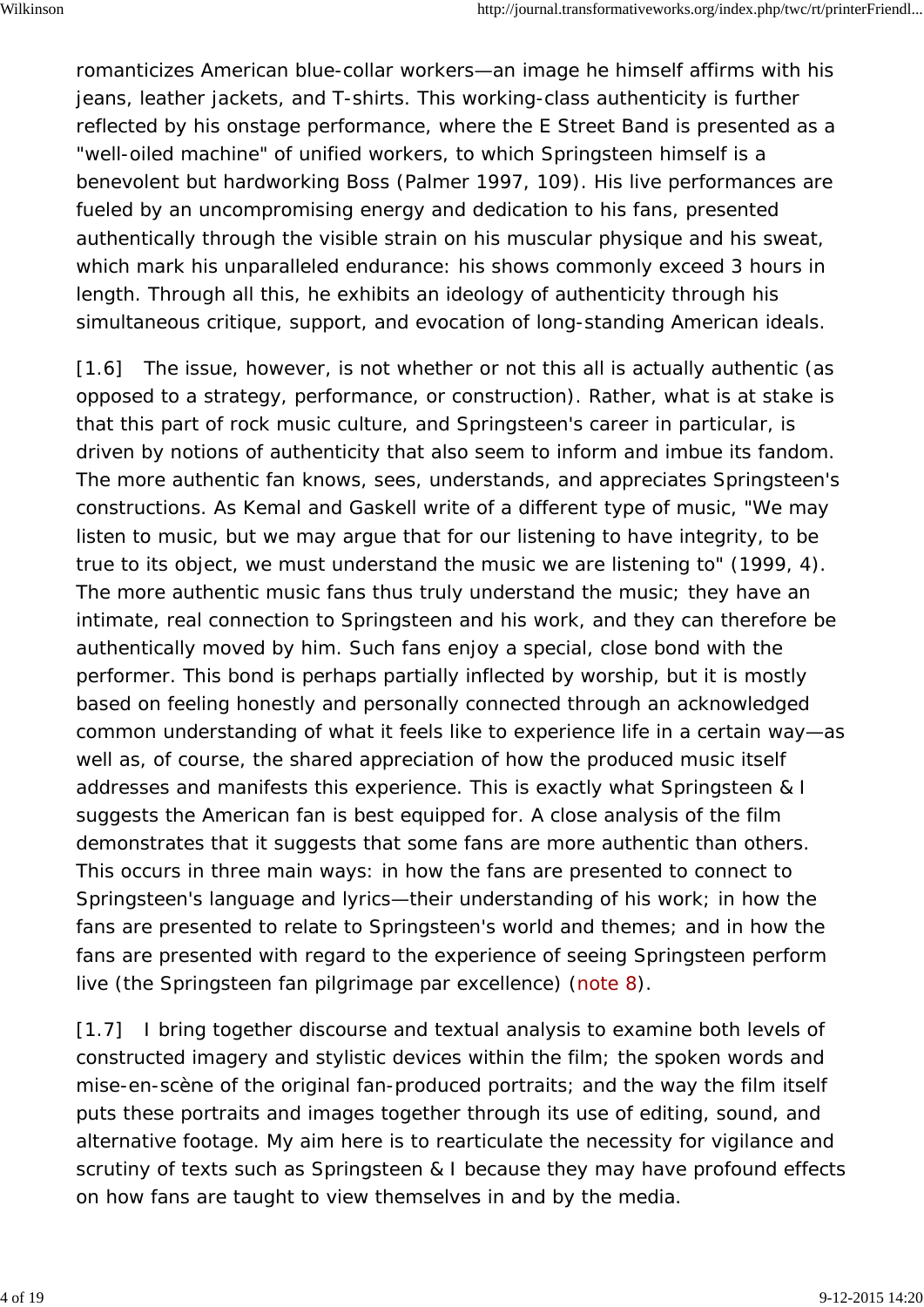romanticizes American blue-collar workers—an image he himself affirms with his jeans, leather jackets, and T-shirts. This working-class authenticity is further reflected by his onstage performance, where the E Street Band is presented as a "well-oiled machine" of unified workers, to which Springsteen himself is a benevolent but hardworking Boss (Palmer 1997, 109). His live performances are fueled by an uncompromising energy and dedication to his fans, presented authentically through the visible strain on his muscular physique and his sweat, which mark his unparalleled endurance: his shows commonly exceed 3 hours in length. Through all this, he exhibits an ideology of authenticity through his simultaneous critique, support, and evocation of long-standing American ideals.

[1.6] The issue, however, is not whether or not this all is actually authentic (as opposed to a strategy, performance, or construction). Rather, what is at stake is that this part of rock music culture, and Springsteen's career in particular, is driven by notions of authenticity that also seem to inform and imbue its fandom. The more authentic fan knows, sees, understands, and appreciates Springsteen's constructions. As Kemal and Gaskell write of a different type of music, "We may listen to music, but we may argue that for our listening to have integrity, to be true to its object, we must understand the music we are listening to" (1999, 4). The more authentic music fans thus truly understand the music; they have an intimate, real connection to Springsteen and his work, and they can therefore be authentically moved by him. Such fans enjoy a special, close bond with the performer. This bond is perhaps partially inflected by worship, but it is mostly based on feeling honestly and personally connected through an acknowledged common understanding of what it feels like to experience life in a certain way—as well as, of course, the shared appreciation of how the produced music itself addresses and manifests this experience. This is exactly what *Springsteen & I* suggests the American fan is best equipped for. A close analysis of the film demonstrates that it suggests that some fans are more authentic than others. This occurs in three main ways: in how the fans are presented to connect to Springsteen's language and lyrics—their understanding of his work; in how the fans are presented to relate to Springsteen's world and themes; and in how the fans are presented with regard to the experience of seeing Springsteen perform live (the Springsteen fan pilgrimage par excellence) (note 8).

[1.7] I bring together discourse and textual analysis to examine both levels of constructed imagery and stylistic devices within the film; the spoken words and mise-en-scène of the original fan-produced portraits; and the way the film itself puts these portraits and images together through its use of editing, sound, and alternative footage. My aim here is to rearticulate the necessity for vigilance and scrutiny of texts such as *Springsteen & I* because they may have profound effects on how fans are taught to view themselves in and by the media.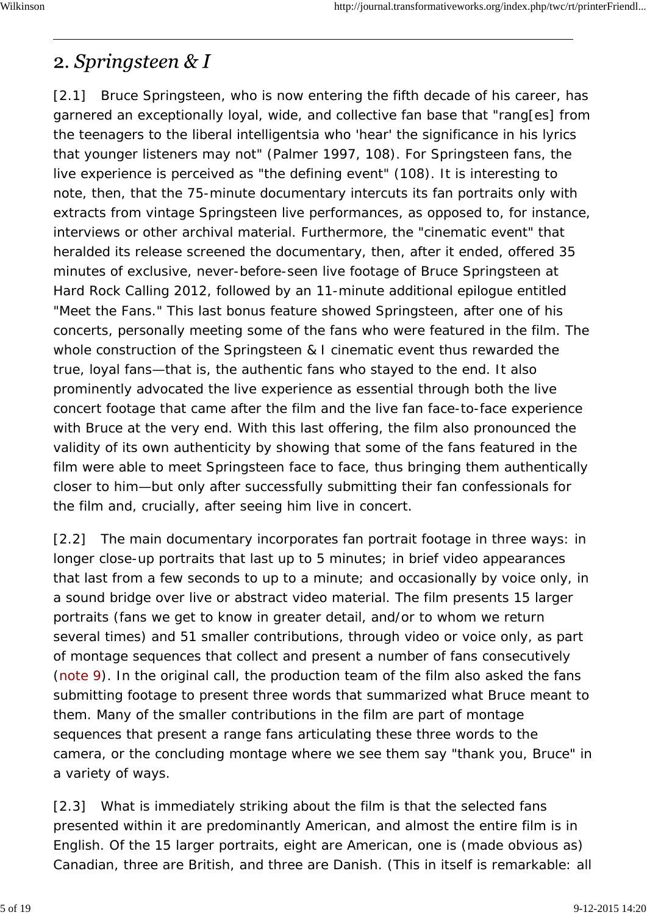## 2. *Springsteen & I*

[2.1] Bruce Springsteen, who is now entering the fifth decade of his career, has garnered an exceptionally loyal, wide, and collective fan base that "rang[es] from the teenagers to the liberal intelligentsia who 'hear' the significance in his lyrics that younger listeners may not" (Palmer 1997, 108). For Springsteen fans, the live experience is perceived as "the defining event" (108). It is interesting to note, then, that the 75-minute documentary intercuts its fan portraits only with extracts from vintage Springsteen live performances, as opposed to, for instance, interviews or other archival material. Furthermore, the "cinematic event" that heralded its release screened the documentary, then, after it ended, offered 35 minutes of exclusive, never-before-seen live footage of Bruce Springsteen at Hard Rock Calling 2012, followed by an 11-minute additional epilogue entitled "Meet the Fans." This last bonus feature showed Springsteen, after one of his concerts, personally meeting some of the fans who were featured in the film. The whole construction of the Springsteen & I cinematic event thus rewarded the true, loyal fans—that is, the authentic fans who stayed to the end. It also prominently advocated the live experience as essential through both the live concert footage that came after the film and the live fan face-to-face experience with Bruce at the very end. With this last offering, the film also pronounced the validity of its own authenticity by showing that some of the fans featured in the film were able to meet Springsteen face to face, thus bringing them authentically closer to him—but only after successfully submitting their fan confessionals for the film and, crucially, after seeing him live in concert.

[2.2] The main documentary incorporates fan portrait footage in three ways: in longer close-up portraits that last up to 5 minutes; in brief video appearances that last from a few seconds to up to a minute; and occasionally by voice only, in a sound bridge over live or abstract video material. The film presents 15 larger portraits (fans we get to know in greater detail, and/or to whom we return several times) and 51 smaller contributions, through video or voice only, as part of montage sequences that collect and present a number of fans consecutively (note 9). In the original call, the production team of the film also asked the fans submitting footage to present three words that summarized what Bruce meant to them. Many of the smaller contributions in the film are part of montage sequences that present a range fans articulating these three words to the camera, or the concluding montage where we see them say "thank you, Bruce" in a variety of ways.

[2.3] What is immediately striking about the film is that the selected fans presented within it are predominantly American, and almost the entire film is in English. Of the 15 larger portraits, eight are American, one is (made obvious as) Canadian, three are British, and three are Danish. (This in itself is remarkable: all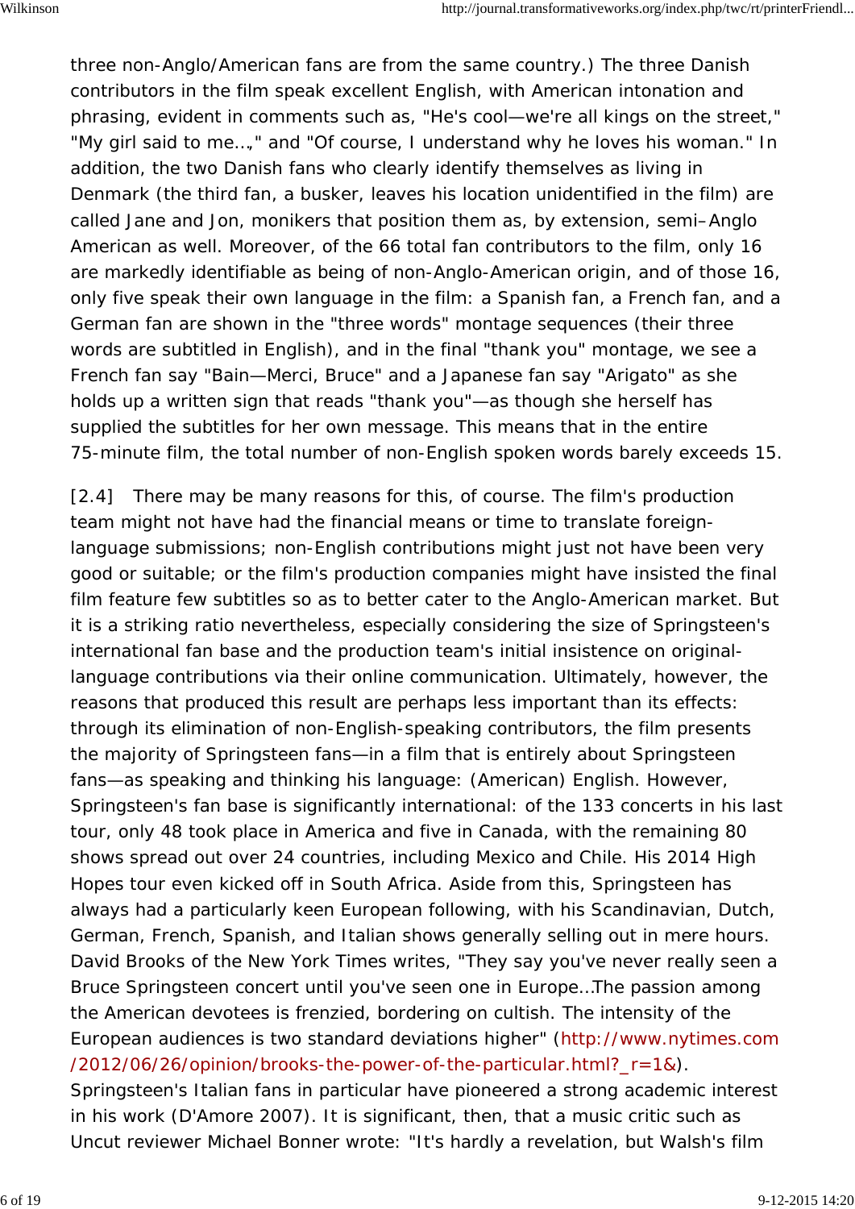three non-Anglo/American fans are from the same country.) The three Danish contributors in the film speak excellent English, with American intonation and phrasing, evident in comments such as, "He's cool—we're all kings on the street," "My girl said to me...," and "Of course, I understand why he loves his woman." In addition, the two Danish fans who clearly identify themselves as living in Denmark (the third fan, a busker, leaves his location unidentified in the film) are called Jane and Jon, monikers that position them as, by extension, semi–Anglo American as well. Moreover, of the 66 total fan contributors to the film, only 16 are markedly identifiable as being of non-Anglo-American origin, and of those 16, only five speak their own language in the film: a Spanish fan, a French fan, and a German fan are shown in the "three words" montage sequences (their three words are subtitled in English), and in the final "thank you" montage, we see a French fan say "Bain—Merci, Bruce" and a Japanese fan say "Arigato" as she holds up a written sign that reads "thank you"—as though she herself has supplied the subtitles for her own message. This means that in the entire 75-minute film, the total number of non-English spoken words barely exceeds 15.

[2.4] There may be many reasons for this, of course. The film's production team might not have had the financial means or time to translate foreign-language submissions; non-English contributions might just not have been very good or suitable; or the film's production companies might have insisted the final film feature few subtitles so as to better cater to the Anglo-American market. But it is a striking ratio nevertheless, especially considering the size of Springsteen's international fan base and the production team's initial insistence on original-language contributions via their online communication. Ultimately, however, the reasons that produced this result are perhaps less important than its effects: through its elimination of non-English-speaking contributors, the film presents the majority of Springsteen fans—in a film that is entirely about Springsteen fans—as speaking and thinking his language: (American) English. However, Springsteen's fan base is significantly international: of the 133 concerts in his last tour, only 48 took place in America and five in Canada, with the remaining 80 shows spread out over 24 countries, including Mexico and Chile. His 2014 High Hopes tour even kicked off in South Africa. Aside from this, Springsteen has always had a particularly keen European following, with his Scandinavian, Dutch, German, French, Spanish, and Italian shows generally selling out in mere hours. David Brooks of the New York Times writes, "They say you've never really seen a Bruce Springsteen concert until you've seen one in Europe...The passion among the American devotees is frenzied, bordering on cultish. The intensity of the European audiences is two standard deviations higher" (http://www.nytimes.com/2012/06/26/opinion/brooks-the-power-of-the-particular.html?_r=1&). Springsteen's Italian fans in particular have pioneered a strong academic interest in his work (D'Amore 2007). It is significant, then, that a music critic such as Uncut reviewer Michael Bonner wrote: "It's hardly a revelation, but Walsh's film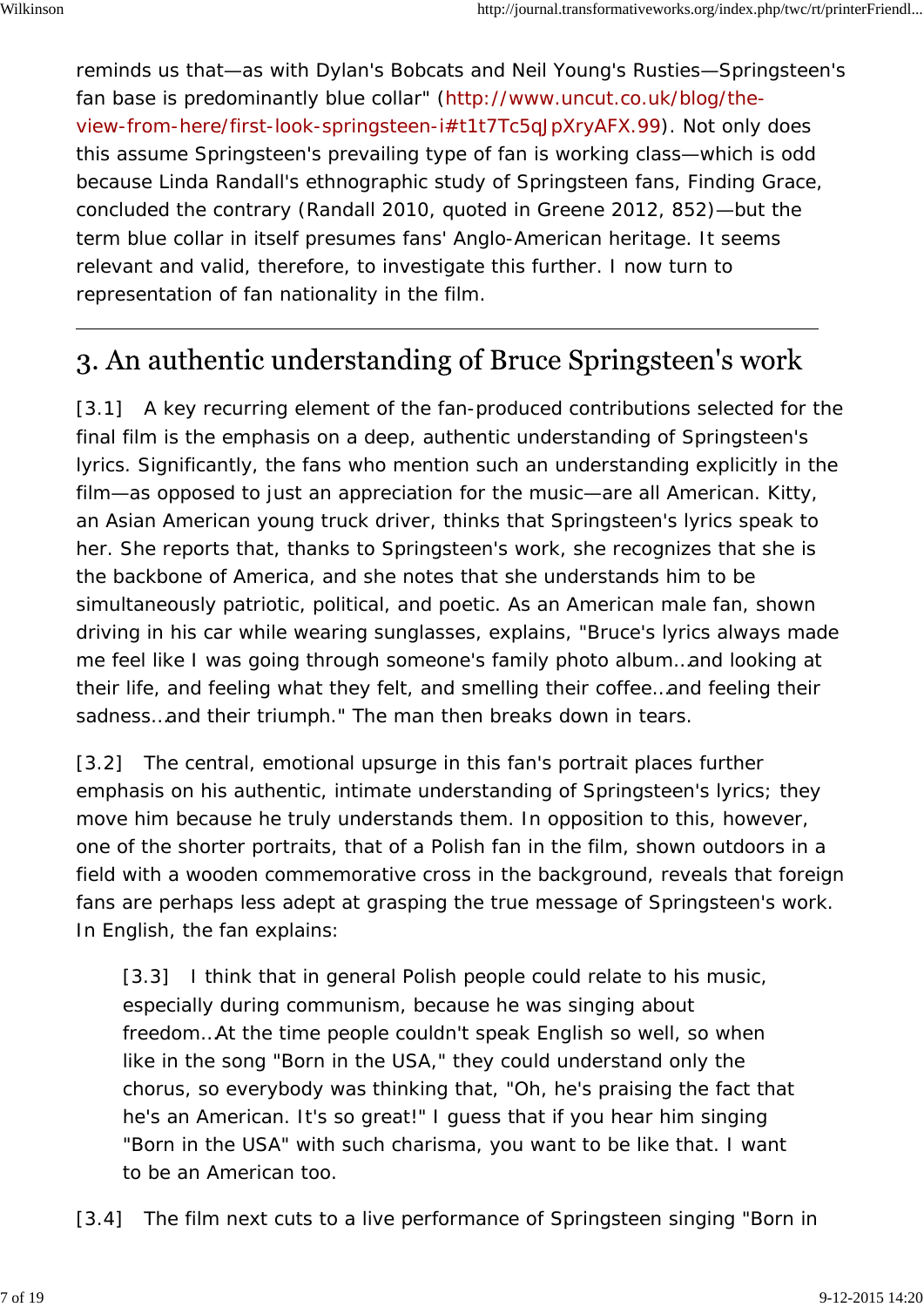reminds us that—as with Dylan's Bobcats and Neil Young's Rusties—Springsteen's fan base is predominantly blue collar" (http://www.uncut.co.uk/blog/the-view-from-here/first-look-springsteen-i#t1t7Tc5qJpXryAFX.99). Not only does this assume Springsteen's prevailing type of fan is working class—which is odd because Linda Randall's ethnographic study of Springsteen fans, Finding Grace, concluded the contrary (Randall 2010, quoted in Greene 2012, 852)—but the term blue collar in itself presumes fans' Anglo-American heritage. It seems relevant and valid, therefore, to investigate this further. I now turn to representation of fan nationality in the film.

---

## 3. An authentic understanding of Bruce Springsteen's work

[3.1] A key recurring element of the fan-produced contributions selected for the final film is the emphasis on a deep, authentic understanding of Springsteen's lyrics. Significantly, the fans who mention such an understanding explicitly in the film—as opposed to just an appreciation for the music—are all American. Kitty, an Asian American young truck driver, thinks that Springsteen's lyrics speak to her. She reports that, thanks to Springsteen's work, she recognizes that she is the backbone of America, and she notes that she understands him to be simultaneously patriotic, political, and poetic. As an American male fan, shown driving in his car while wearing sunglasses, explains, "Bruce's lyrics always made me feel like I was going through someone's family photo album…and looking at their life, and feeling what they felt, and smelling their coffee…and feeling their sadness…and their triumph." The man then breaks down in tears.

[3.2] The central, emotional upsurge in this fan's portrait places further emphasis on his authentic, intimate understanding of Springsteen's lyrics; they move him because he truly understands them. In opposition to this, however, one of the shorter portraits, that of a Polish fan in the film, shown outdoors in a field with a wooden commemorative cross in the background, reveals that foreign fans are perhaps less adept at grasping the true message of Springsteen's work. In English, the fan explains:

> [3.3] I think that in general Polish people could relate to his music, especially during communism, because he was singing about freedom…At the time people couldn't speak English so well, so when like in the song "Born in the USA," they could understand only the chorus, so everybody was thinking that, "Oh, he's praising the fact that he's an American. It's so great!" I guess that if you hear him singing "Born in the USA" with such charisma, you want to be like that. I want to be an American too.

[3.4] The film next cuts to a live performance of Springsteen singing "Born in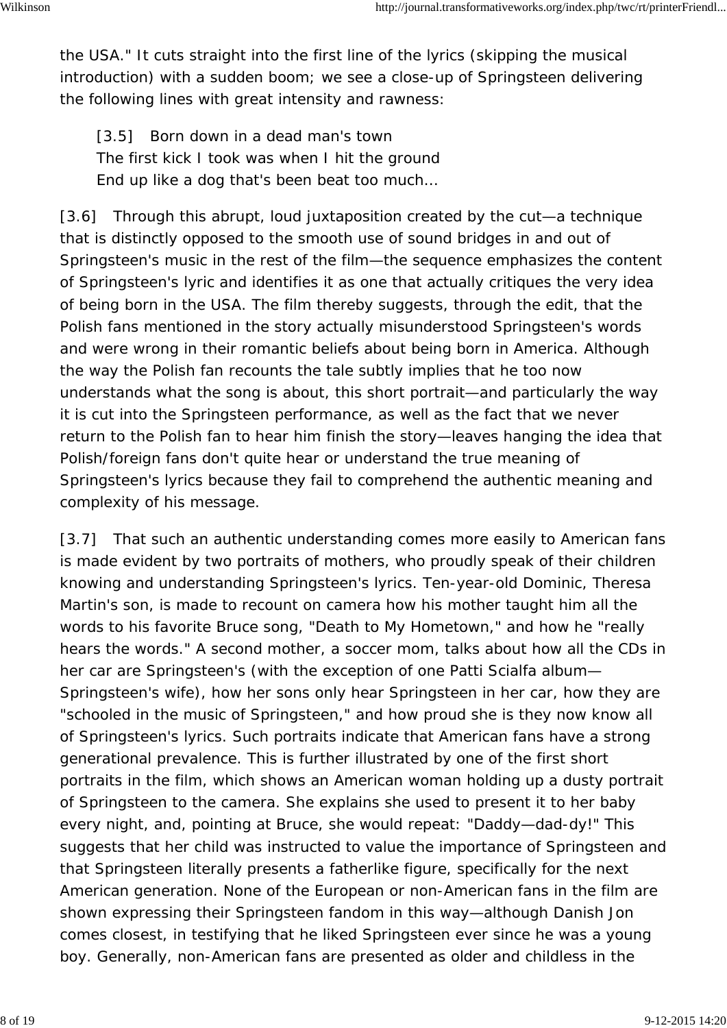the USA." It cuts straight into the first line of the lyrics (skipping the musical introduction) with a sudden boom; we see a close-up of Springsteen delivering the following lines with great intensity and rawness:

> [3.5] Born down in a dead man's town
> The first kick I took was when I hit the ground
> End up like a dog that's been beat too much...

[3.6] Through this abrupt, loud juxtaposition created by the cut—a technique that is distinctly opposed to the smooth use of sound bridges in and out of Springsteen's music in the rest of the film—the sequence emphasizes the content of Springsteen's lyric and identifies it as one that actually critiques the very idea of being born in the USA. The film thereby suggests, through the edit, that the Polish fans mentioned in the story actually misunderstood Springsteen's words and were wrong in their romantic beliefs about being born in America. Although the way the Polish fan recounts the tale subtly implies that he too now understands what the song is about, this short portrait—and particularly the way it is cut into the Springsteen performance, as well as the fact that we never return to the Polish fan to hear him finish the story—leaves hanging the idea that Polish/foreign fans don't quite hear or understand the true meaning of Springsteen's lyrics because they fail to comprehend the authentic meaning and complexity of his message.

[3.7] That such an authentic understanding comes more easily to American fans is made evident by two portraits of mothers, who proudly speak of their children knowing and understanding Springsteen's lyrics. Ten-year-old Dominic, Theresa Martin's son, is made to recount on camera how his mother taught him all the words to his favorite Bruce song, "Death to My Hometown," and how he "really hears the words." A second mother, a soccer mom, talks about how all the CDs in her car are Springsteen's (with the exception of one Patti Scialfa album—Springsteen's wife), how her sons only hear Springsteen in her car, how they are "schooled in the music of Springsteen," and how proud she is they now know all of Springsteen's lyrics. Such portraits indicate that American fans have a strong generational prevalence. This is further illustrated by one of the first short portraits in the film, which shows an American woman holding up a dusty portrait of Springsteen to the camera. She explains she used to present it to her baby every night, and, pointing at Bruce, she would repeat: "Daddy—dad-dy!" This suggests that her child was instructed to value the importance of Springsteen and that Springsteen literally presents a fatherlike figure, specifically for the next American generation. None of the European or non-American fans in the film are shown expressing their Springsteen fandom in this way—although Danish Jon comes closest, in testifying that he liked Springsteen ever since he was a young boy. Generally, non-American fans are presented as older and childless in the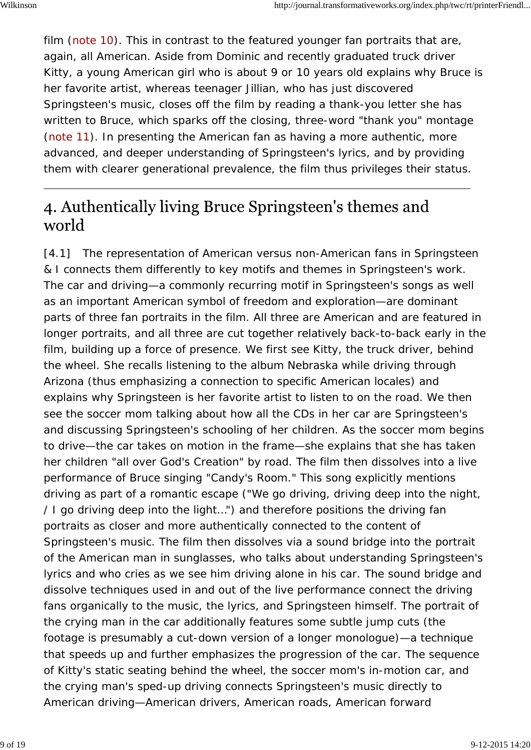film (note 10). This in contrast to the featured younger fan portraits that are, again, all American. Aside from Dominic and recently graduated truck driver Kitty, a young American girl who is about 9 or 10 years old explains why Bruce is her favorite artist, whereas teenager Jillian, who has just discovered Springsteen's music, closes off the film by reading a thank-you letter she has written to Bruce, which sparks off the closing, three-word "thank you" montage (note 11). In presenting the American fan as having a more authentic, more advanced, and deeper understanding of Springsteen's lyrics, and by providing them with clearer generational prevalence, the film thus privileges their status.

---

## 4. Authentically living Bruce Springsteen's themes and world

[4.1] The representation of American versus non-American fans in Springsteen & I connects them differently to key motifs and themes in Springsteen's work. The car and driving—a commonly recurring motif in Springsteen's songs as well as an important American symbol of freedom and exploration—are dominant parts of three fan portraits in the film. All three are American and are featured in longer portraits, and all three are cut together relatively back-to-back early in the film, building up a force of presence. We first see Kitty, the truck driver, behind the wheel. She recalls listening to the album Nebraska while driving through Arizona (thus emphasizing a connection to specific American locales) and explains why Springsteen is her favorite artist to listen to on the road. We then see the soccer mom talking about how all the CDs in her car are Springsteen's and discussing Springsteen's schooling of her children. As the soccer mom begins to drive—the car takes on motion in the frame—she explains that she has taken her children "all over God's Creation" by road. The film then dissolves into a live performance of Bruce singing "Candy's Room." This song explicitly mentions driving as part of a romantic escape ("We go driving, driving deep into the night, / I go driving deep into the light...") and therefore positions the driving fan portraits as closer and more authentically connected to the content of Springsteen's music. The film then dissolves via a sound bridge into the portrait of the American man in sunglasses, who talks about understanding Springsteen's lyrics and who cries as we see him driving alone in his car. The sound bridge and dissolve techniques used in and out of the live performance connect the driving fans organically to the music, the lyrics, and Springsteen himself. The portrait of the crying man in the car additionally features some subtle jump cuts (the footage is presumably a cut-down version of a longer monologue)—a technique that speeds up and further emphasizes the progression of the car. The sequence of Kitty's static seating behind the wheel, the soccer mom's in-motion car, and the crying man's sped-up driving connects Springsteen's music directly to American driving—American drivers, American roads, American forward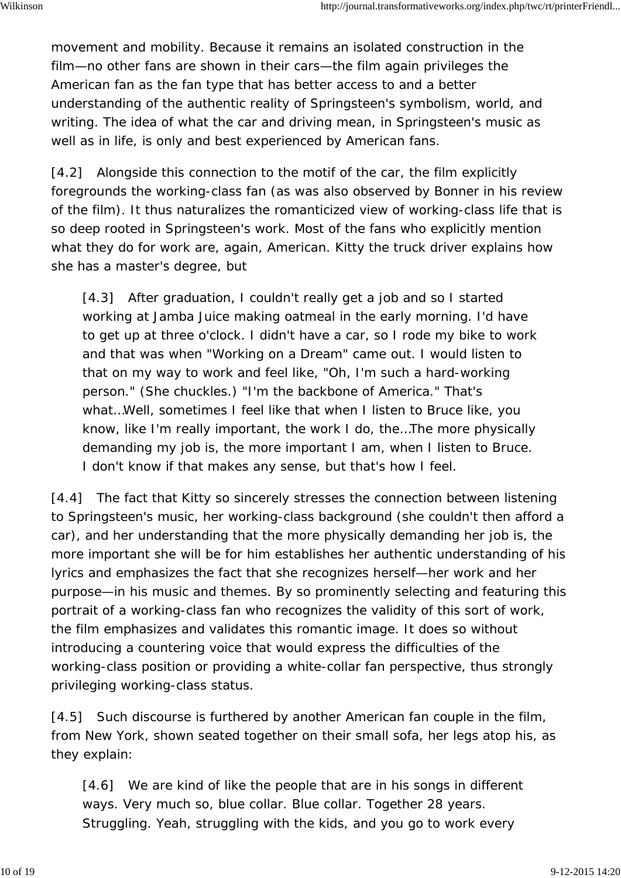movement and mobility. Because it remains an isolated construction in the film—no other fans are shown in their cars—the film again privileges the American fan as the fan type that has better access to and a better understanding of the authentic reality of Springsteen's symbolism, world, and writing. The idea of what the car and driving mean, in Springsteen's music as well as in life, is only and best experienced by American fans.

[4.2] Alongside this connection to the motif of the car, the film explicitly foregrounds the working-class fan (as was also observed by Bonner in his review of the film). It thus naturalizes the romanticized view of working-class life that is so deep rooted in Springsteen's work. Most of the fans who explicitly mention what they do for work are, again, American. Kitty the truck driver explains how she has a master's degree, but

> [4.3] After graduation, I couldn't really get a job and so I started working at Jamba Juice making oatmeal in the early morning. I'd have to get up at three o'clock. I didn't have a car, so I rode my bike to work and that was when "Working on a Dream" came out. I would listen to that on my way to work and feel like, "Oh, I'm such a hard-working person." (She chuckles.) "I'm the backbone of America." That's what…Well, sometimes I feel like that when I listen to Bruce like, you know, like I'm really important, the work I do, the…The more physically demanding my job is, the more important I am, when I listen to Bruce. I don't know if that makes any sense, but that's how I feel.

[4.4] The fact that Kitty so sincerely stresses the connection between listening to Springsteen's music, her working-class background (she couldn't then afford a car), and her understanding that the more physically demanding her job is, the more important she will be for him establishes her authentic understanding of his lyrics and emphasizes the fact that she recognizes herself—her work and her purpose—in his music and themes. By so prominently selecting and featuring this portrait of a working-class fan who recognizes the validity of this sort of work, the film emphasizes and validates this romantic image. It does so without introducing a countering voice that would express the difficulties of the working-class position or providing a white-collar fan perspective, thus strongly privileging working-class status.

[4.5] Such discourse is furthered by another American fan couple in the film, from New York, shown seated together on their small sofa, her legs atop his, as they explain:

> [4.6] We are kind of like the people that are in his songs in different ways. Very much so, blue collar. Blue collar. Together 28 years. Struggling. Yeah, struggling with the kids, and you go to work every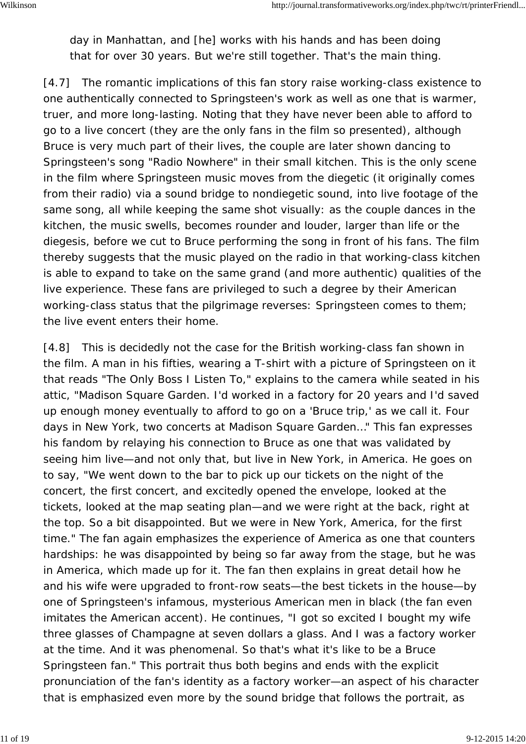day in Manhattan, and [he] works with his hands and has been doing that for over 30 years. But we're still together. That's the main thing.

[4.7] The romantic implications of this fan story raise working-class existence to one authentically connected to Springsteen's work as well as one that is warmer, truer, and more long-lasting. Noting that they have never been able to afford to go to a live concert (they are the only fans in the film so presented), although Bruce is very much part of their lives, the couple are later shown dancing to Springsteen's song "Radio Nowhere" in their small kitchen. This is the only scene in the film where Springsteen music moves from the diegetic (it originally comes from their radio) via a sound bridge to nondiegetic sound, into live footage of the same song, all while keeping the same shot visually: as the couple dances in the kitchen, the music swells, becomes rounder and louder, larger than life or the diegesis, before we cut to Bruce performing the song in front of his fans. The film thereby suggests that the music played on the radio in that working-class kitchen is able to expand to take on the same grand (and more authentic) qualities of the live experience. These fans are privileged to such a degree by their American working-class status that the pilgrimage reverses: Springsteen comes to them; the live event enters their home.

[4.8] This is decidedly not the case for the British working-class fan shown in the film. A man in his fifties, wearing a T-shirt with a picture of Springsteen on it that reads "The Only Boss I Listen To," explains to the camera while seated in his attic, "Madison Square Garden. I'd worked in a factory for 20 years and I'd saved up enough money eventually to afford to go on a 'Bruce trip,' as we call it. Four days in New York, two concerts at Madison Square Garden..." This fan expresses his fandom by relaying his connection to Bruce as one that was validated by seeing him live—and not only that, but live in New York, in America. He goes on to say, "We went down to the bar to pick up our tickets on the night of the concert, the first concert, and excitedly opened the envelope, looked at the tickets, looked at the map seating plan—and we were right at the back, right at the top. So a bit disappointed. But we were in New York, America, for the first time." The fan again emphasizes the experience of America as one that counters hardships: he was disappointed by being so far away from the stage, but he was in America, which made up for it. The fan then explains in great detail how he and his wife were upgraded to front-row seats—the best tickets in the house—by one of Springsteen's infamous, mysterious American men in black (the fan even imitates the American accent). He continues, "I got so excited I bought my wife three glasses of Champagne at seven dollars a glass. And I was a factory worker at the time. And it was phenomenal. So that's what it's like to be a Bruce Springsteen fan." This portrait thus both begins and ends with the explicit pronunciation of the fan's identity as a factory worker—an aspect of his character that is emphasized even more by the sound bridge that follows the portrait, as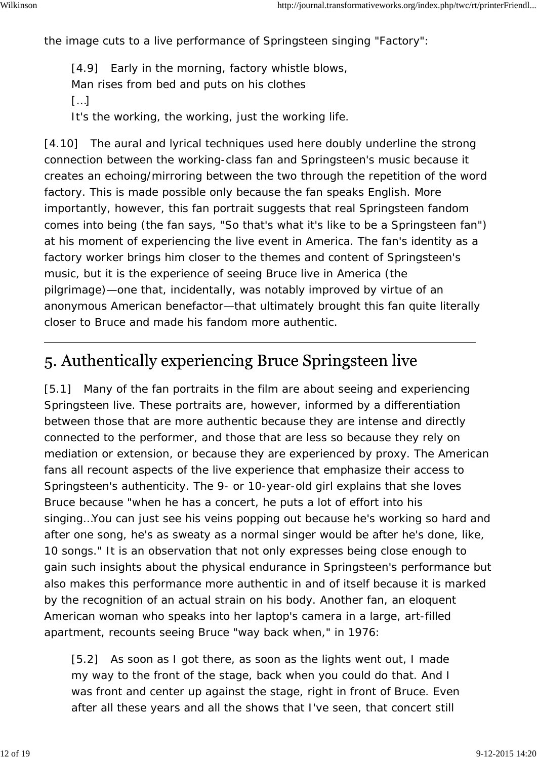the image cuts to a live performance of Springsteen singing "Factory":

> [4.9]   Early in the morning, factory whistle blows,
> Man rises from bed and puts on his clothes
> [...]
> It's the working, the working, just the working life.

[4.10]   The aural and lyrical techniques used here doubly underline the strong connection between the working-class fan and Springsteen's music because it creates an echoing/mirroring between the two through the repetition of the word factory. This is made possible only because the fan speaks English. More importantly, however, this fan portrait suggests that real Springsteen fandom comes into being (the fan says, "So that's what it's like to be a Springsteen fan") at his moment of experiencing the live event in America. The fan's identity as a factory worker brings him closer to the themes and content of Springsteen's music, but it is the experience of seeing Bruce live in America (the pilgrimage)—one that, incidentally, was notably improved by virtue of an anonymous American benefactor—that ultimately brought this fan quite literally closer to Bruce and made his fandom more authentic.

---

## 5. Authentically experiencing Bruce Springsteen live

[5.1]   Many of the fan portraits in the film are about seeing and experiencing Springsteen live. These portraits are, however, informed by a differentiation between those that are more authentic because they are intense and directly connected to the performer, and those that are less so because they rely on mediation or extension, or because they are experienced by proxy. The American fans all recount aspects of the live experience that emphasize their access to Springsteen's authenticity. The 9- or 10-year-old girl explains that she loves Bruce because "when he has a concert, he puts a lot of effort into his singing...You can just see his veins popping out because he's working so hard and after one song, he's as sweaty as a normal singer would be after he's done, like, 10 songs." It is an observation that not only expresses being close enough to gain such insights about the physical endurance in Springsteen's performance but also makes this performance more authentic in and of itself because it is marked by the recognition of an actual strain on his body. Another fan, an eloquent American woman who speaks into her laptop's camera in a large, art-filled apartment, recounts seeing Bruce "way back when," in 1976:

> [5.2]   As soon as I got there, as soon as the lights went out, I made my way to the front of the stage, back when you could do that. And I was front and center up against the stage, right in front of Bruce. Even after all these years and all the shows that I've seen, that concert still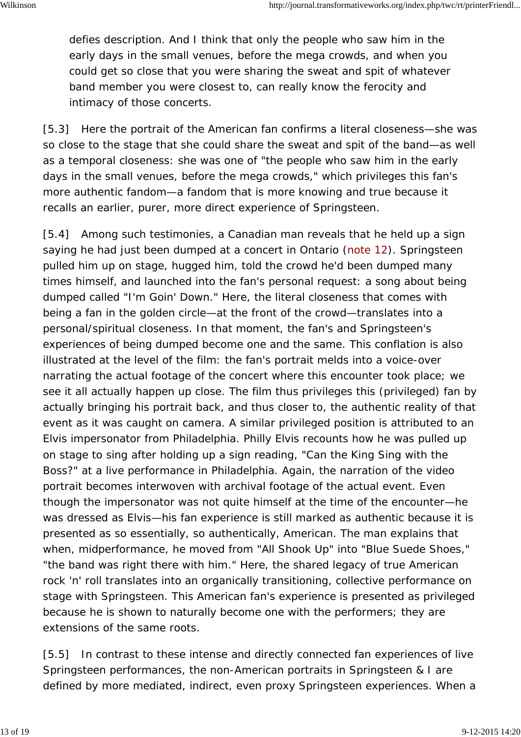> defies description. And I think that only the people who saw him in the early days in the small venues, before the mega crowds, and when you could get so close that you were sharing the sweat and spit of whatever band member you were closest to, can really know the ferocity and intimacy of those concerts.

[5.3] Here the portrait of the American fan confirms a literal closeness—she was so close to the stage that she could share the sweat and spit of the band—as well as a temporal closeness: she was one of "the people who saw him in the early days in the small venues, before the mega crowds," which privileges this fan's more authentic fandom—a fandom that is more knowing and true because it recalls an earlier, purer, more direct experience of Springsteen.

[5.4] Among such testimonies, a Canadian man reveals that he held up a sign saying he had just been dumped at a concert in Ontario (note 12). Springsteen pulled him up on stage, hugged him, told the crowd he'd been dumped many times himself, and launched into the fan's personal request: a song about being dumped called "I'm Goin' Down." Here, the literal closeness that comes with being a fan in the golden circle—at the front of the crowd—translates into a personal/spiritual closeness. In that moment, the fan's and Springsteen's experiences of being dumped become one and the same. This conflation is also illustrated at the level of the film: the fan's portrait melds into a voice-over narrating the actual footage of the concert where this encounter took place; we see it all actually happen up close. The film thus privileges this (privileged) fan by actually bringing his portrait back, and thus closer to, the authentic reality of that event as it was caught on camera. A similar privileged position is attributed to an Elvis impersonator from Philadelphia. Philly Elvis recounts how he was pulled up on stage to sing after holding up a sign reading, "Can the King Sing with the Boss?" at a live performance in Philadelphia. Again, the narration of the video portrait becomes interwoven with archival footage of the actual event. Even though the impersonator was not quite himself at the time of the encounter—he was dressed as Elvis—his fan experience is still marked as authentic because it is presented as so essentially, so authentically, American. The man explains that when, midperformance, he moved from "All Shook Up" into "Blue Suede Shoes," "the band was right there with him." Here, the shared legacy of true American rock 'n' roll translates into an organically transitioning, collective performance on stage with Springsteen. This American fan's experience is presented as privileged because he is shown to naturally become one with the performers; they are extensions of the same roots.

[5.5] In contrast to these intense and directly connected fan experiences of live Springsteen performances, the non-American portraits in *Springsteen & I* are defined by more mediated, indirect, even proxy Springsteen experiences. When a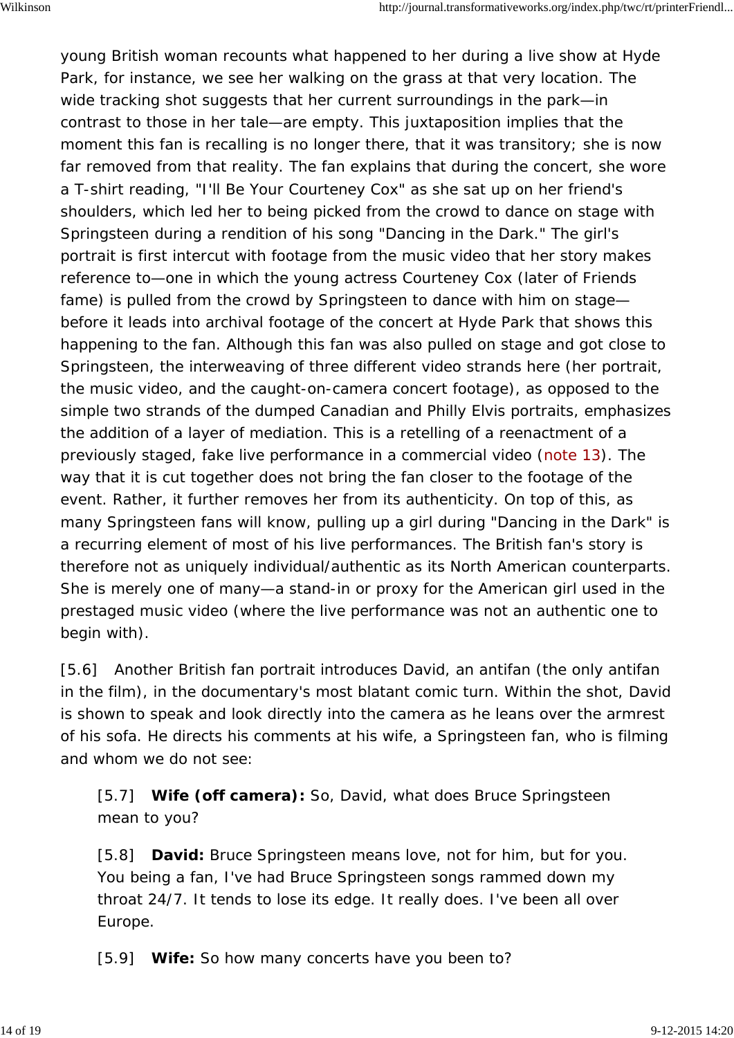young British woman recounts what happened to her during a live show at Hyde Park, for instance, we see her walking on the grass at that very location. The wide tracking shot suggests that her current surroundings in the park—in contrast to those in her tale—are empty. This juxtaposition implies that the moment this fan is recalling is no longer there, that it was transitory; she is now far removed from that reality. The fan explains that during the concert, she wore a T-shirt reading, "I'll Be Your Courteney Cox" as she sat up on her friend's shoulders, which led her to being picked from the crowd to dance on stage with Springsteen during a rendition of his song "Dancing in the Dark." The girl's portrait is first intercut with footage from the music video that her story makes reference to—one in which the young actress Courteney Cox (later of Friends fame) is pulled from the crowd by Springsteen to dance with him on stage—before it leads into archival footage of the concert at Hyde Park that shows this happening to the fan. Although this fan was also pulled on stage and got close to Springsteen, the interweaving of three different video strands here (her portrait, the music video, and the caught-on-camera concert footage), as opposed to the simple two strands of the dumped Canadian and Philly Elvis portraits, emphasizes the addition of a layer of mediation. This is a retelling of a reenactment of a previously staged, fake live performance in a commercial video (note 13). The way that it is cut together does not bring the fan closer to the footage of the event. Rather, it further removes her from its authenticity. On top of this, as many Springsteen fans will know, pulling up a girl during "Dancing in the Dark" is a recurring element of most of his live performances. The British fan's story is therefore not as uniquely individual/authentic as its North American counterparts. She is merely one of many—a stand-in or proxy for the American girl used in the prestaged music video (where the live performance was not an authentic one to begin with).

[5.6] Another British fan portrait introduces David, an antifan (the only antifan in the film), in the documentary's most blatant comic turn. Within the shot, David is shown to speak and look directly into the camera as he leans over the armrest of his sofa. He directs his comments at his wife, a Springsteen fan, who is filming and whom we do not see:

> [5.7] **Wife (off camera):** So, David, what does Bruce Springsteen mean to you?
>
> [5.8] **David:** Bruce Springsteen means love, not for him, but for you. You being a fan, I've had Bruce Springsteen songs rammed down my throat 24/7. It tends to lose its edge. It really does. I've been all over Europe.
>
> [5.9] **Wife:** So how many concerts have you been to?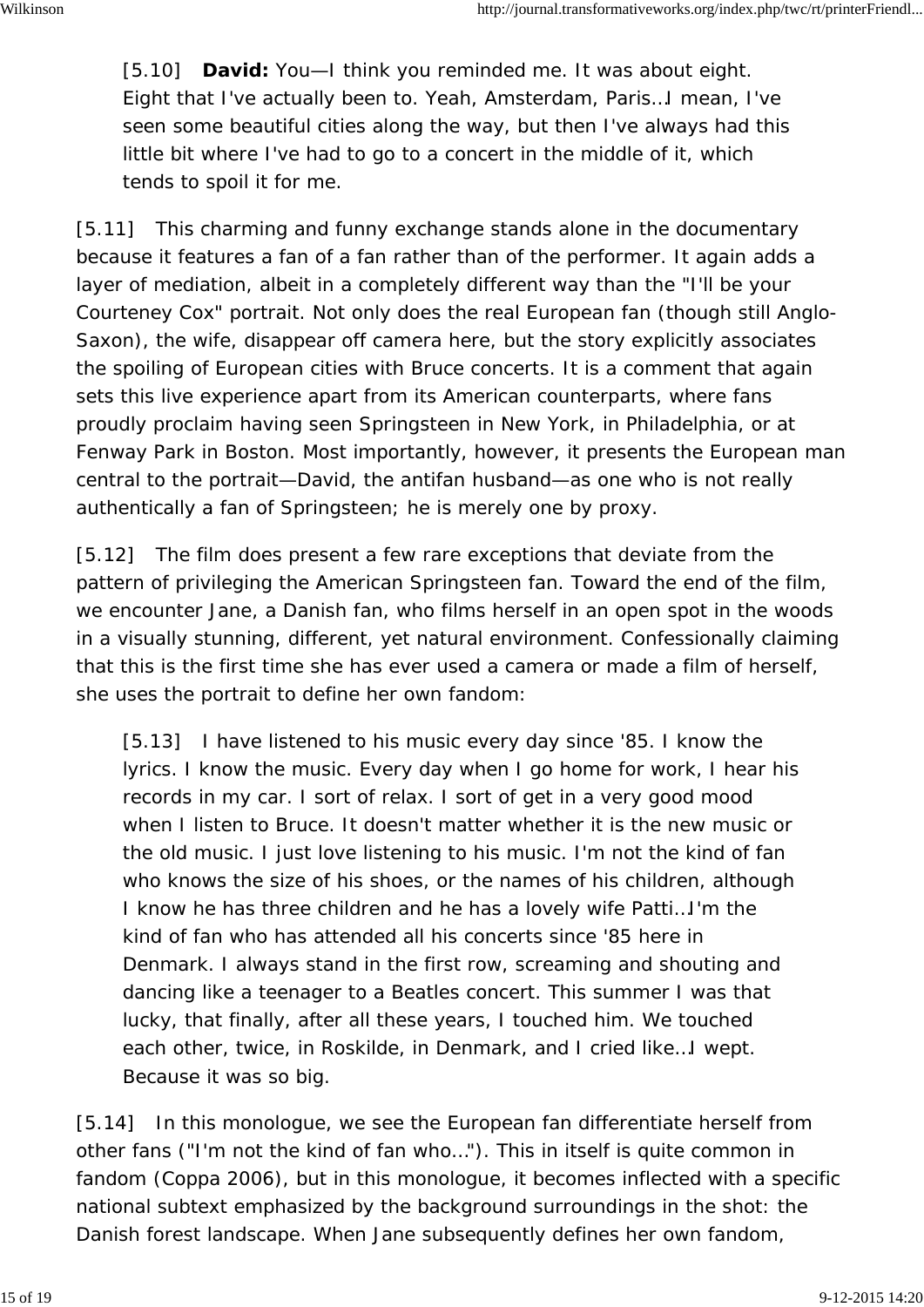> [5.10] **David:** You—I think you reminded me. It was about eight. Eight that I've actually been to. Yeah, Amsterdam, Paris…I mean, I've seen some beautiful cities along the way, but then I've always had this little bit where I've had to go to a concert in the middle of it, which tends to spoil it for me.

[5.11] This charming and funny exchange stands alone in the documentary because it features a fan of a fan rather than of the performer. It again adds a layer of mediation, albeit in a completely different way than the "I'll be your Courteney Cox" portrait. Not only does the real European fan (though still Anglo-Saxon), the wife, disappear off camera here, but the story explicitly associates the spoiling of European cities with Bruce concerts. It is a comment that again sets this live experience apart from its American counterparts, where fans proudly proclaim having seen Springsteen in New York, in Philadelphia, or at Fenway Park in Boston. Most importantly, however, it presents the European man central to the portrait—David, the antifan husband—as one who is not really authentically a fan of Springsteen; he is merely one by proxy.

[5.12] The film does present a few rare exceptions that deviate from the pattern of privileging the American Springsteen fan. Toward the end of the film, we encounter Jane, a Danish fan, who films herself in an open spot in the woods in a visually stunning, different, yet natural environment. Confessionally claiming that this is the first time she has ever used a camera or made a film of herself, she uses the portrait to define her own fandom:

> [5.13] I have listened to his music every day since '85. I know the lyrics. I know the music. Every day when I go home for work, I hear his records in my car. I sort of relax. I sort of get in a very good mood when I listen to Bruce. It doesn't matter whether it is the new music or the old music. I just love listening to his music. I'm not the kind of fan who knows the size of his shoes, or the names of his children, although I know he has three children and he has a lovely wife Patti…I'm the kind of fan who has attended all his concerts since '85 here in Denmark. I always stand in the first row, screaming and shouting and dancing like a teenager to a Beatles concert. This summer I was that lucky, that finally, after all these years, I touched him. We touched each other, twice, in Roskilde, in Denmark, and I cried like…I wept. Because it was so big.

[5.14] In this monologue, we see the European fan differentiate herself from other fans ("I'm not the kind of fan who…"). This in itself is quite common in fandom (Coppa 2006), but in this monologue, it becomes inflected with a specific national subtext emphasized by the background surroundings in the shot: the Danish forest landscape. When Jane subsequently defines her own fandom,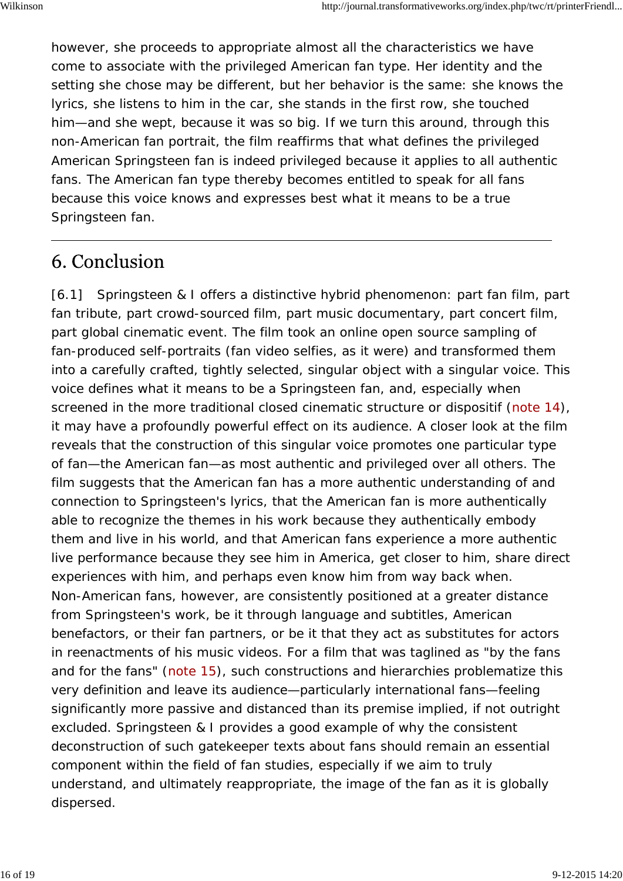however, she proceeds to appropriate almost all the characteristics we have come to associate with the privileged American fan type. Her identity and the setting she chose may be different, but her behavior is the same: she knows the lyrics, she listens to him in the car, she stands in the first row, she touched him—and she wept, because it was so big. If we turn this around, through this non-American fan portrait, the film reaffirms that what defines the privileged American Springsteen fan is indeed privileged because it applies to all authentic fans. The American fan type thereby becomes entitled to speak for all fans because this voice knows and expresses best what it means to be a true Springsteen fan.

---

## 6. Conclusion

[6.1] Springsteen & I offers a distinctive hybrid phenomenon: part fan film, part fan tribute, part crowd-sourced film, part music documentary, part concert film, part global cinematic event. The film took an online open source sampling of fan-produced self-portraits (fan video selfies, as it were) and transformed them into a carefully crafted, tightly selected, singular object with a singular voice. This voice defines what it means to be a Springsteen fan, and, especially when screened in the more traditional closed cinematic structure or dispositif (note 14), it may have a profoundly powerful effect on its audience. A closer look at the film reveals that the construction of this singular voice promotes one particular type of fan—the American fan—as most authentic and privileged over all others. The film suggests that the American fan has a more authentic understanding of and connection to Springsteen's lyrics, that the American fan is more authentically able to recognize the themes in his work because they authentically embody them and live in his world, and that American fans experience a more authentic live performance because they see him in America, get closer to him, share direct experiences with him, and perhaps even know him from way back when. Non-American fans, however, are consistently positioned at a greater distance from Springsteen's work, be it through language and subtitles, American benefactors, or their fan partners, or be it that they act as substitutes for actors in reenactments of his music videos. For a film that was taglined as "by the fans and for the fans" (note 15), such constructions and hierarchies problematize this very definition and leave its audience—particularly international fans—feeling significantly more passive and distanced than its premise implied, if not outright excluded. Springsteen & I provides a good example of why the consistent deconstruction of such gatekeeper texts about fans should remain an essential component within the field of fan studies, especially if we aim to truly understand, and ultimately reappropriate, the image of the fan as it is globally dispersed.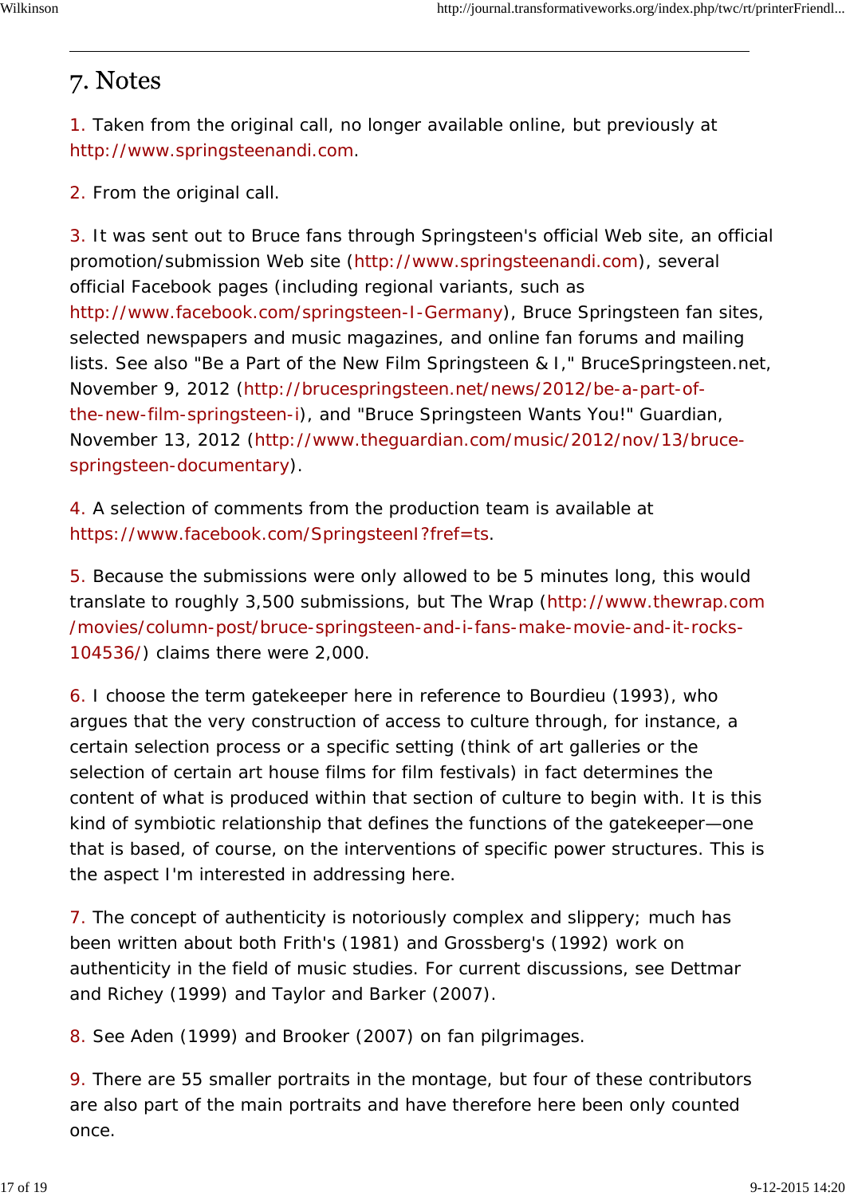## 7. Notes

1. Taken from the original call, no longer available online, but previously at http://www.springsteenandi.com.

2. From the original call.

3. It was sent out to Bruce fans through Springsteen's official Web site, an official promotion/submission Web site (http://www.springsteenandi.com), several official Facebook pages (including regional variants, such as http://www.facebook.com/springsteen-I-Germany), Bruce Springsteen fan sites, selected newspapers and music magazines, and online fan forums and mailing lists. See also "Be a Part of the New Film Springsteen & I," BruceSpringsteen.net, November 9, 2012 (http://brucespringsteen.net/news/2012/be-a-part-of-the-new-film-springsteen-i), and "Bruce Springsteen Wants You!" Guardian, November 13, 2012 (http://www.theguardian.com/music/2012/nov/13/bruce-springsteen-documentary).

4. A selection of comments from the production team is available at https://www.facebook.com/SpringsteenI?fref=ts.

5. Because the submissions were only allowed to be 5 minutes long, this would translate to roughly 3,500 submissions, but The Wrap (http://www.thewrap.com/movies/column-post/bruce-springsteen-and-i-fans-make-movie-and-it-rocks-104536/) claims there were 2,000.

6. I choose the term gatekeeper here in reference to Bourdieu (1993), who argues that the very construction of access to culture through, for instance, a certain selection process or a specific setting (think of art galleries or the selection of certain art house films for film festivals) in fact determines the content of what is produced within that section of culture to begin with. It is this kind of symbiotic relationship that defines the functions of the gatekeeper—one that is based, of course, on the interventions of specific power structures. This is the aspect I'm interested in addressing here.

7. The concept of authenticity is notoriously complex and slippery; much has been written about both Frith's (1981) and Grossberg's (1992) work on authenticity in the field of music studies. For current discussions, see Dettmar and Richey (1999) and Taylor and Barker (2007).

8. See Aden (1999) and Brooker (2007) on fan pilgrimages.

9. There are 55 smaller portraits in the montage, but four of these contributors are also part of the main portraits and have therefore here been only counted once.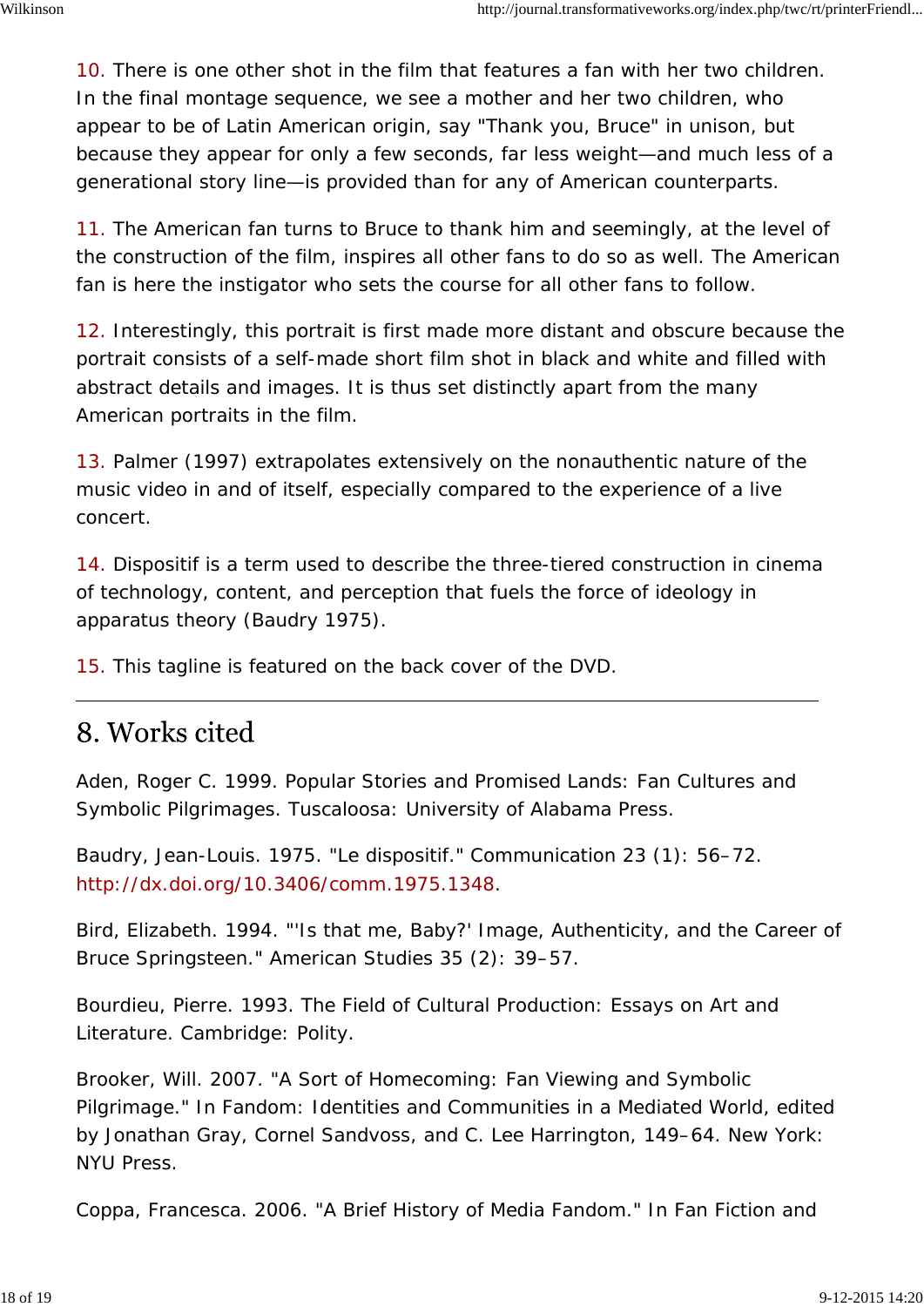10. There is one other shot in the film that features a fan with her two children. In the final montage sequence, we see a mother and her two children, who appear to be of Latin American origin, say "Thank you, Bruce" in unison, but because they appear for only a few seconds, far less weight—and much less of a generational story line—is provided than for any of American counterparts.

11. The American fan turns to Bruce to thank him and seemingly, at the level of the construction of the film, inspires all other fans to do so as well. The American fan is here the instigator who sets the course for all other fans to follow.

12. Interestingly, this portrait is first made more distant and obscure because the portrait consists of a self-made short film shot in black and white and filled with abstract details and images. It is thus set distinctly apart from the many American portraits in the film.

13. Palmer (1997) extrapolates extensively on the nonauthentic nature of the music video in and of itself, especially compared to the experience of a live concert.

14. Dispositif is a term used to describe the three-tiered construction in cinema of technology, content, and perception that fuels the force of ideology in apparatus theory (Baudry 1975).

15. This tagline is featured on the back cover of the DVD.

---

## 8. Works cited

Aden, Roger C. 1999. Popular Stories and Promised Lands: Fan Cultures and Symbolic Pilgrimages. Tuscaloosa: University of Alabama Press.

Baudry, Jean-Louis. 1975. "Le dispositif." Communication 23 (1): 56–72. http://dx.doi.org/10.3406/comm.1975.1348.

Bird, Elizabeth. 1994. "'Is that me, Baby?' Image, Authenticity, and the Career of Bruce Springsteen." American Studies 35 (2): 39–57.

Bourdieu, Pierre. 1993. The Field of Cultural Production: Essays on Art and Literature. Cambridge: Polity.

Brooker, Will. 2007. "A Sort of Homecoming: Fan Viewing and Symbolic Pilgrimage." In Fandom: Identities and Communities in a Mediated World, edited by Jonathan Gray, Cornel Sandvoss, and C. Lee Harrington, 149–64. New York: NYU Press.

Coppa, Francesca. 2006. "A Brief History of Media Fandom." In Fan Fiction and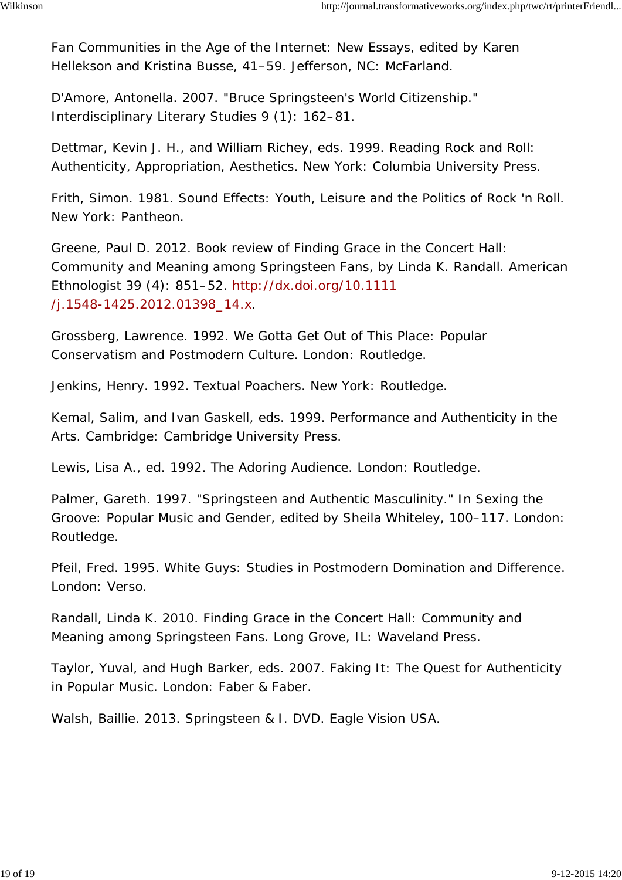Fan Communities in the Age of the Internet: New Essays, edited by Karen Hellekson and Kristina Busse, 41–59. Jefferson, NC: McFarland.

D'Amore, Antonella. 2007. "Bruce Springsteen's World Citizenship." Interdisciplinary Literary Studies 9 (1): 162–81.

Dettmar, Kevin J. H., and William Richey, eds. 1999. Reading Rock and Roll: Authenticity, Appropriation, Aesthetics. New York: Columbia University Press.

Frith, Simon. 1981. Sound Effects: Youth, Leisure and the Politics of Rock 'n Roll. New York: Pantheon.

Greene, Paul D. 2012. Book review of Finding Grace in the Concert Hall: Community and Meaning among Springsteen Fans, by Linda K. Randall. American Ethnologist 39 (4): 851–52. http://dx.doi.org/10.1111/j.1548-1425.2012.01398_14.x.

Grossberg, Lawrence. 1992. We Gotta Get Out of This Place: Popular Conservatism and Postmodern Culture. London: Routledge.

Jenkins, Henry. 1992. Textual Poachers. New York: Routledge.

Kemal, Salim, and Ivan Gaskell, eds. 1999. Performance and Authenticity in the Arts. Cambridge: Cambridge University Press.

Lewis, Lisa A., ed. 1992. The Adoring Audience. London: Routledge.

Palmer, Gareth. 1997. "Springsteen and Authentic Masculinity." In Sexing the Groove: Popular Music and Gender, edited by Sheila Whiteley, 100–117. London: Routledge.

Pfeil, Fred. 1995. White Guys: Studies in Postmodern Domination and Difference. London: Verso.

Randall, Linda K. 2010. Finding Grace in the Concert Hall: Community and Meaning among Springsteen Fans. Long Grove, IL: Waveland Press.

Taylor, Yuval, and Hugh Barker, eds. 2007. Faking It: The Quest for Authenticity in Popular Music. London: Faber & Faber.

Walsh, Baillie. 2013. Springsteen & I. DVD. Eagle Vision USA.